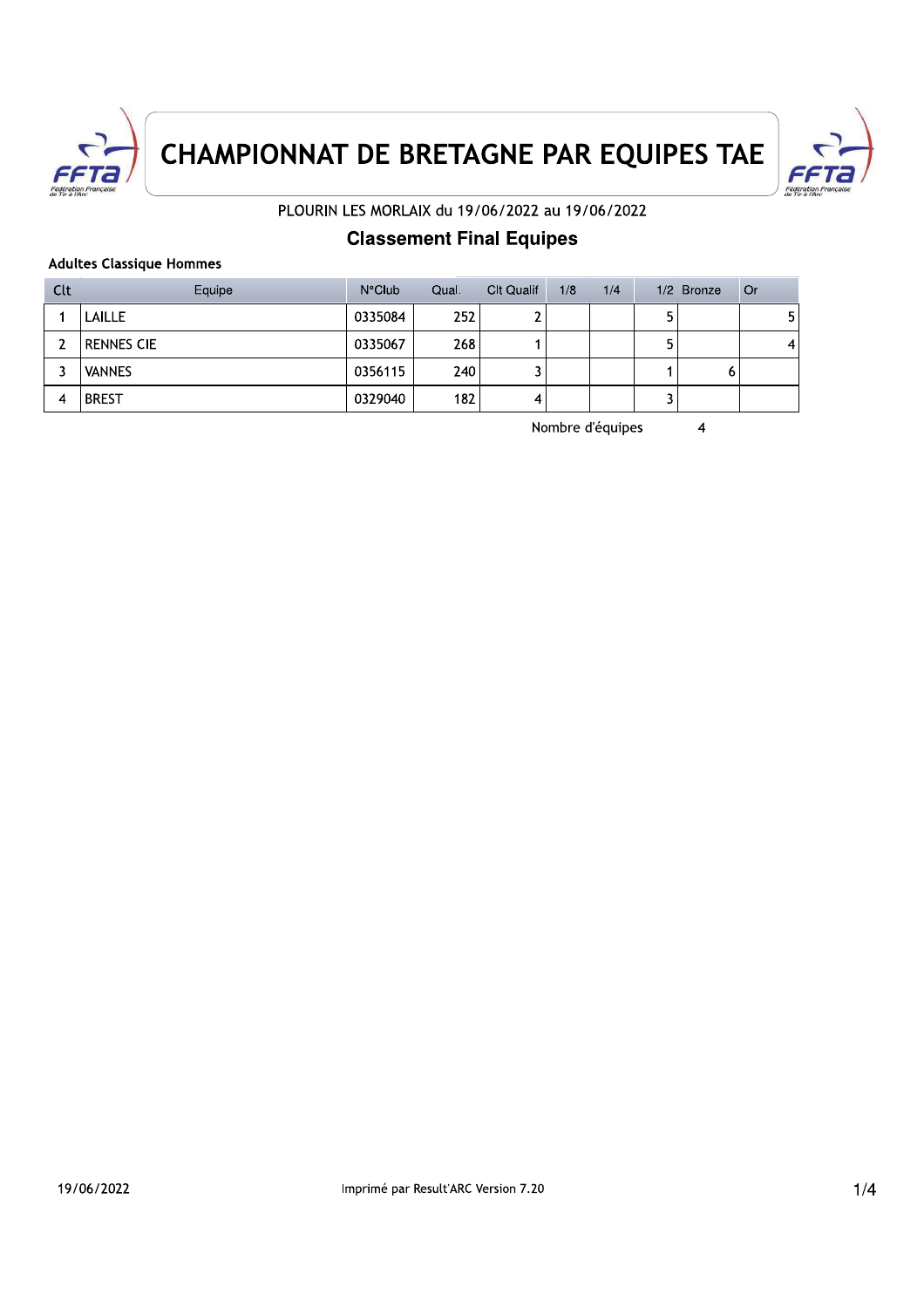# CHAMPIONNAT DE BRETAGNE PAR EQUIPES TAE

PLOURIN LES MORLAIX du 19/06/2022 au 19/06/2022

## Classement Final Equipes

### Adultes Classique Hommes

| Clt | Equipe | N°Club | Qual. | Clt Qualif | 1/8 | 1/4 | 1/2 | Bronze | Or |
|---|---|---|---|---|---|---|---|---|---|
| 1 | LAILLE | 0335084 | 252 | 2 | | | 5 | | 5 |
| 2 | RENNES CIE | 0335067 | 268 | 1 | | | 5 | | 4 |
| 3 | VANNES | 0356115 | 240 | 3 | | | 1 | 6 | |
| 4 | BREST | 0329040 | 182 | 4 | | | 3 | | |

Nombre d'équipes 4

19/06/2022

Imprimé par Result'ARC Version 7.20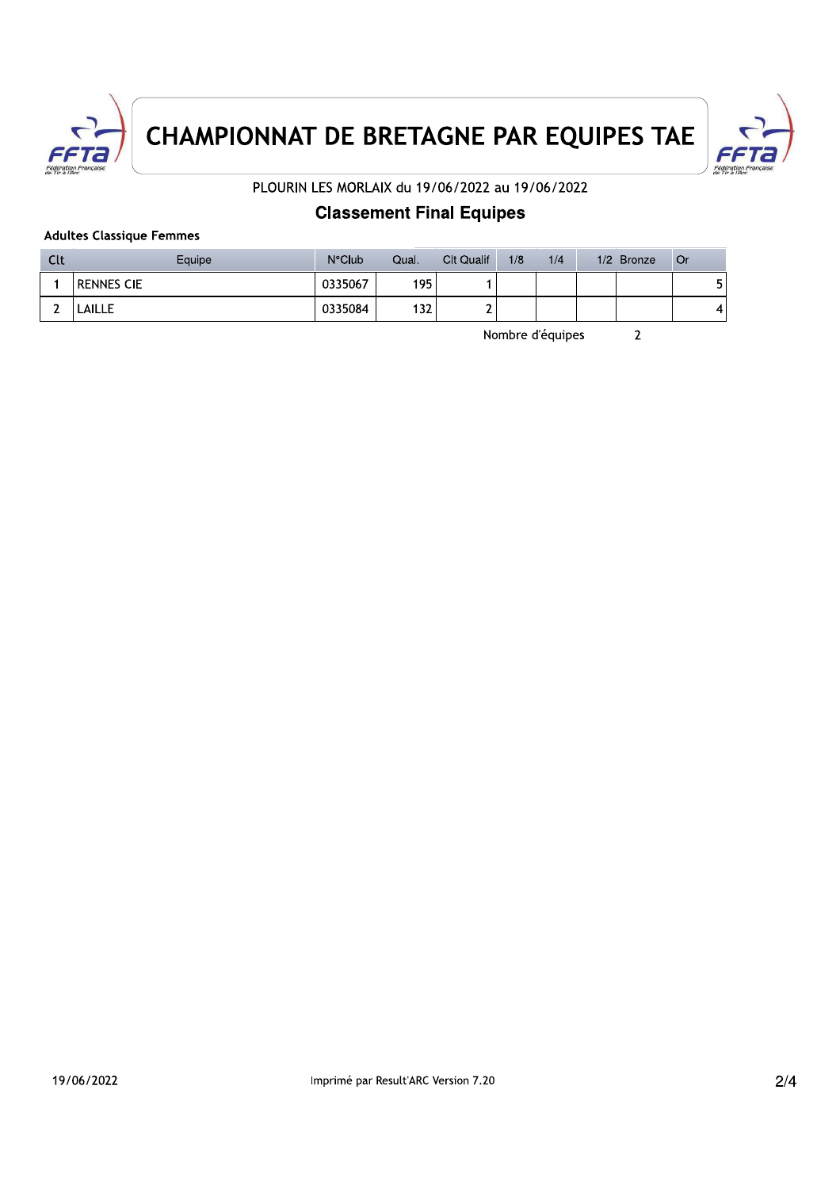# CHAMPIONNAT DE BRETAGNE PAR EQUIPES TAE

PLOURIN LES MORLAIX du 19/06/2022 au 19/06/2022

## Classement Final Equipes

**Adultes Classique Femmes**

| Clt | Equipe | N°Club | Qual. | Clt Qualif | 1/8 | 1/4 | 1/2 | Bronze | Or |
|---|---|---|---|---|---|---|---|---|---|
| 1 | RENNES CIE | 0335067 | 195 | 1 | | | | | 5 |
| 2 | LAILLE | 0335084 | 132 | 2 | | | | | 4 |

Nombre d'équipes 2

19/06/2022

Imprimé par Result'ARC Version 7.20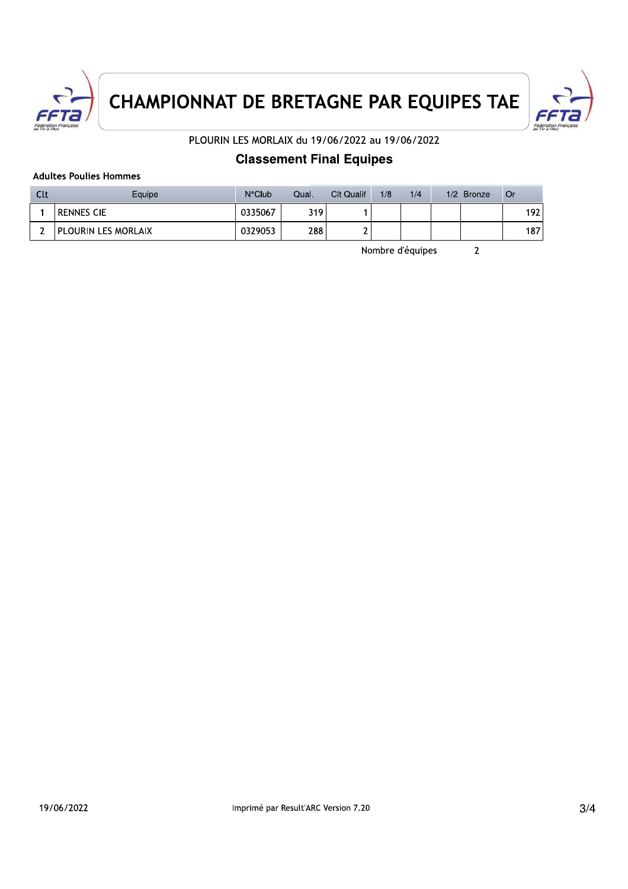# CHAMPIONNAT DE BRETAGNE PAR EQUIPES TAE

PLOURIN LES MORLAIX du 19/06/2022 au 19/06/2022

## Classement Final Equipes

**Adultes Poulies Hommes**

| Clt | Equipe | N°Club | Qual. | Clt Qualif | 1/8 | 1/4 | 1/2 | Bronze | Or |
|---|---|---|---|---|---|---|---|---|---|
| 1 | RENNES CIE | 0335067 | 319 | 1 | | | | | 192 |
| 2 | PLOURIN LES MORLAIX | 0329053 | 288 | 2 | | | | | 187 |

Nombre d'équipes 2

19/06/2022

Imprimé par Result'ARC Version 7.20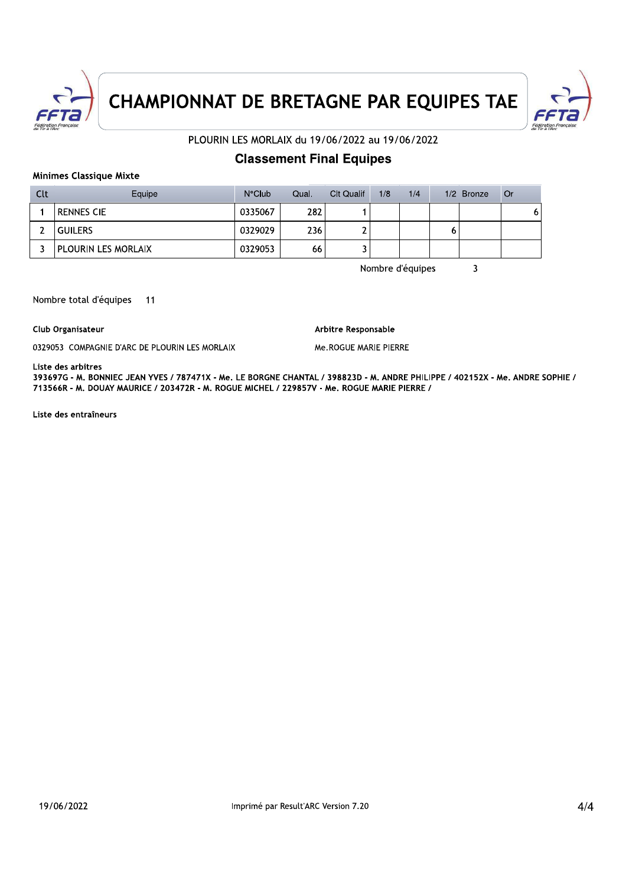# CHAMPIONNAT DE BRETAGNE PAR EQUIPES TAE

PLOURIN LES MORLAIX du 19/06/2022 au 19/06/2022

## Classement Final Equipes

**Minimes Classique Mixte**

| Clt | Equipe | N°Club | Qual. | Clt Qualif | 1/8 | 1/4 | 1/2 | Bronze | Or |
|---|---|---|---|---|---|---|---|---|---|
| 1 | RENNES CIE | 0335067 | 282 | 1 | | | | | 6 |
| 2 | GUILERS | 0329029 | 236 | 2 | | | 6 | | |
| 3 | PLOURIN LES MORLAIX | 0329053 | 66 | 3 | | | | | |

Nombre d'équipes 3

Nombre total d'équipes 11

**Club Organisateur**

0329053 COMPAGNIE D'ARC DE PLOURIN LES MORLAIX

**Arbitre Responsable**

Me.ROGUE MARIE PIERRE

**Liste des arbitres**

**393697G - M. BONNIEC JEAN YVES / 787471X - Me. LE BORGNE CHANTAL / 398823D - M. ANDRE PHILIPPE / 402152X - Me. ANDRE SOPHIE / 713566R - M. DOUAY MAURICE / 203472R - M. ROGUE MICHEL / 229857V - Me. ROGUE MARIE PIERRE /**

**Liste des entraîneurs**

19/06/2022 Imprimé par Result'ARC Version 7.20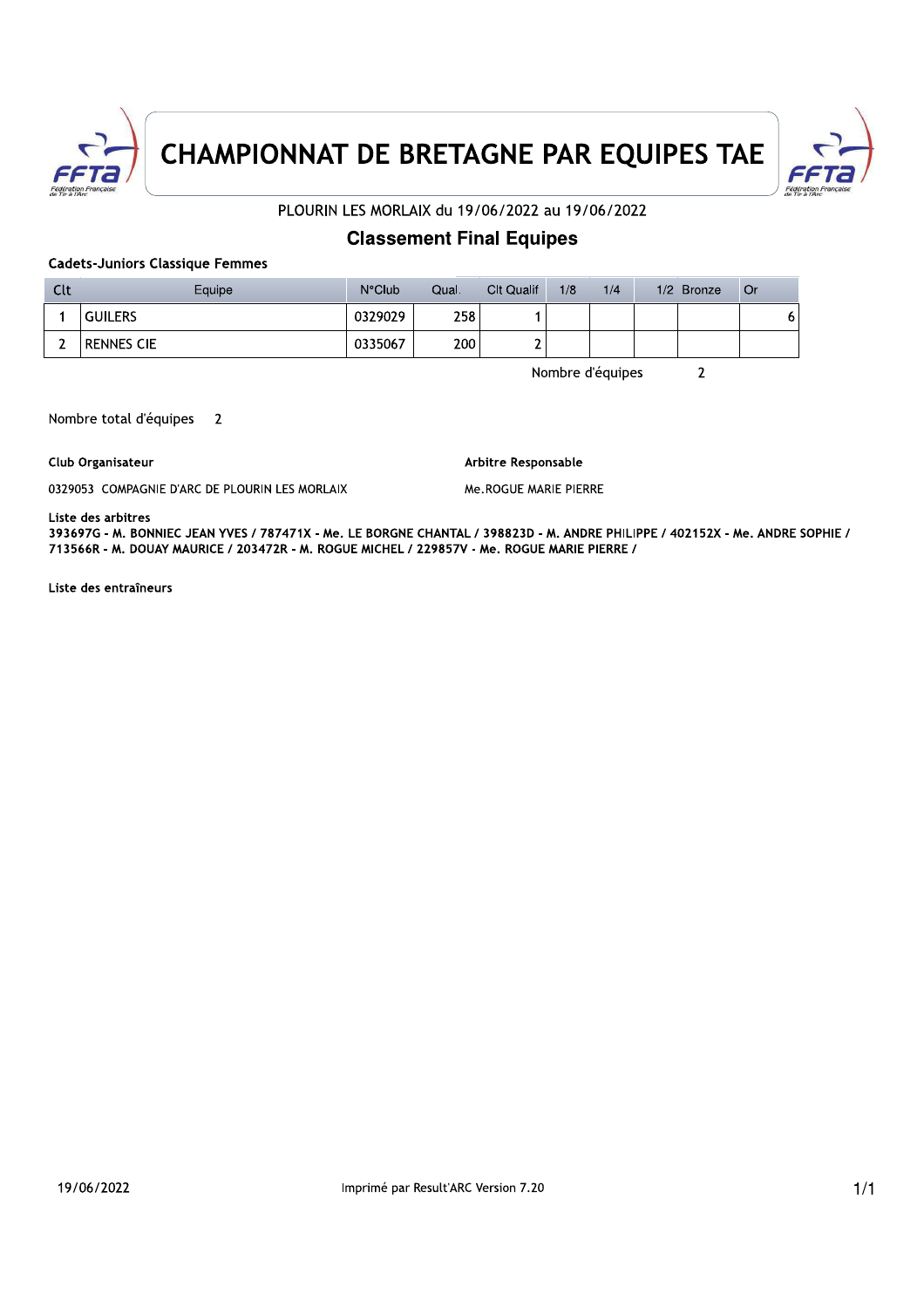# CHAMPIONNAT DE BRETAGNE PAR EQUIPES TAE

PLOURIN LES MORLAIX du 19/06/2022 au 19/06/2022

## Classement Final Equipes

**Cadets-Juniors Classique Femmes**

| Clt | Equipe | N°Club | Qual. | Clt Qualif | 1/8 | 1/4 | 1/2 | Bronze | Or |
|---|---|---|---|---|---|---|---|---|---|
| 1 | GUILERS | 0329029 | 258 | 1 | | | | | 6 |
| 2 | RENNES CIE | 0335067 | 200 | 2 | | | | | |

Nombre d'équipes 2

Nombre total d'équipes 2

**Club Organisateur**

0329053 COMPAGNIE D'ARC DE PLOURIN LES MORLAIX

**Arbitre Responsable**

Me.ROGUE MARIE PIERRE

**Liste des arbitres**

**393697G - M. BONNIEC JEAN YVES / 787471X - Me. LE BORGNE CHANTAL / 398823D - M. ANDRE PHILIPPE / 402152X - Me. ANDRE SOPHIE / 713566R - M. DOUAY MAURICE / 203472R - M. ROGUE MICHEL / 229857V - Me. ROGUE MARIE PIERRE /**

**Liste des entraîneurs**

19/06/2022

Imprimé par Result'ARC Version 7.20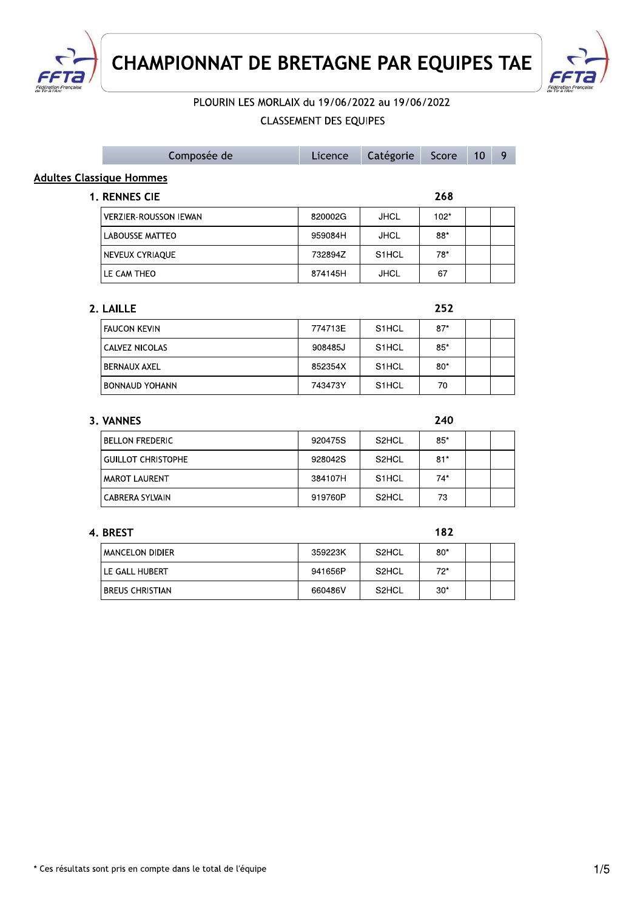# CHAMPIONNAT DE BRETAGNE PAR EQUIPES TAE

PLOURIN LES MORLAIX du 19/06/2022 au 19/06/2022

CLASSEMENT DES EQUIPES

## Adultes Classique Hommes

### 1. RENNES CIE — 268

| Composée de | Licence | Catégorie | Score | 10 | 9 |
|---|---|---|---|---|---|
| VERZIER-ROUSSON IEWAN | 820002G | JHCL | 102* | | |
| LABOUSSE MATTEO | 959084H | JHCL | 88* | | |
| NEVEUX CYRIAQUE | 732894Z | S1HCL | 78* | | |
| LE CAM THEO | 874145H | JHCL | 67 | | |

### 2. LAILLE — 252

| Composée de | Licence | Catégorie | Score | 10 | 9 |
|---|---|---|---|---|---|
| FAUCON KEVIN | 774713E | S1HCL | 87* | | |
| CALVEZ NICOLAS | 908485J | S1HCL | 85* | | |
| BERNAUX AXEL | 852354X | S1HCL | 80* | | |
| BONNAUD YOHANN | 743473Y | S1HCL | 70 | | |

### 3. VANNES — 240

| Composée de | Licence | Catégorie | Score | 10 | 9 |
|---|---|---|---|---|---|
| BELLON FREDERIC | 920475S | S2HCL | 85* | | |
| GUILLOT CHRISTOPHE | 928042S | S2HCL | 81* | | |
| MAROT LAURENT | 384107H | S1HCL | 74* | | |
| CABRERA SYLVAIN | 919760P | S2HCL | 73 | | |

### 4. BREST — 182

| Composée de | Licence | Catégorie | Score | 10 | 9 |
|---|---|---|---|---|---|
| MANCELON DIDIER | 359223K | S2HCL | 80* | | |
| LE GALL HUBERT | 941656P | S2HCL | 72* | | |
| BREUS CHRISTIAN | 660486V | S2HCL | 30* | | |

* Ces résultats sont pris en compte dans le total de l'équipe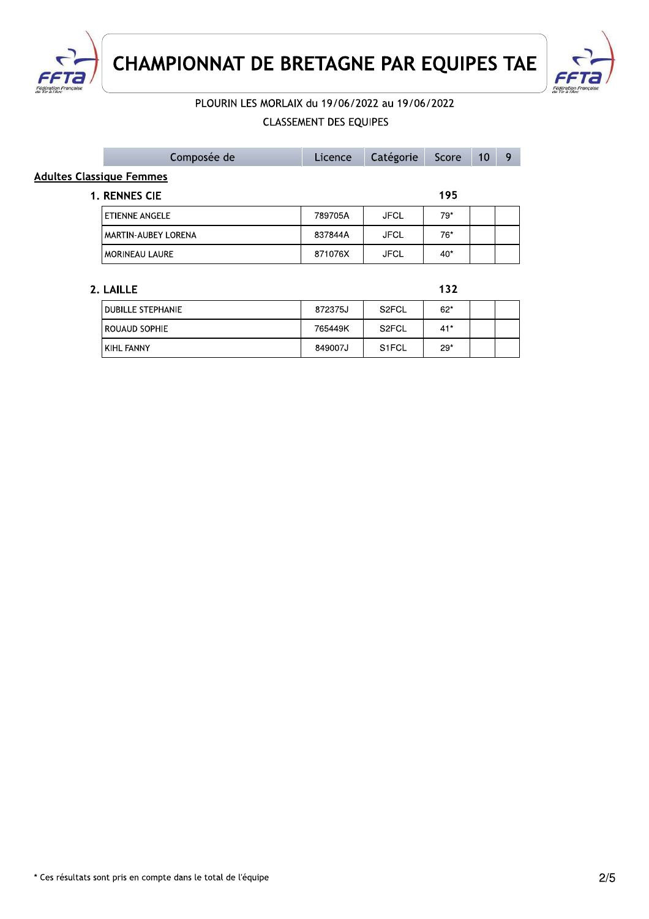# CHAMPIONNAT DE BRETAGNE PAR EQUIPES TAE

PLOURIN LES MORLAIX du 19/06/2022 au 19/06/2022

CLASSEMENT DES EQUIPES

| Composée de | Licence | Catégorie | Score | 10 | 9 |
|---|---|---|---|---|---|

**Adultes Classique Femmes**

**1. RENNES CIE** — **195**

| Composée de | Licence | Catégorie | Score | 10 | 9 |
|---|---|---|---|---|---|
| ETIENNE ANGELE | 789705A | JFCL | 79* | | |
| MARTIN-AUBEY LORENA | 837844A | JFCL | 76* | | |
| MORINEAU LAURE | 871076X | JFCL | 40* | | |

**2. LAILLE** — **132**

| Composée de | Licence | Catégorie | Score | 10 | 9 |
|---|---|---|---|---|---|
| DUBILLE STEPHANIE | 872375J | S2FCL | 62* | | |
| ROUAUD SOPHIE | 765449K | S2FCL | 41* | | |
| KIHL FANNY | 849007J | S1FCL | 29* | | |

* Ces résultats sont pris en compte dans le total de l'équipe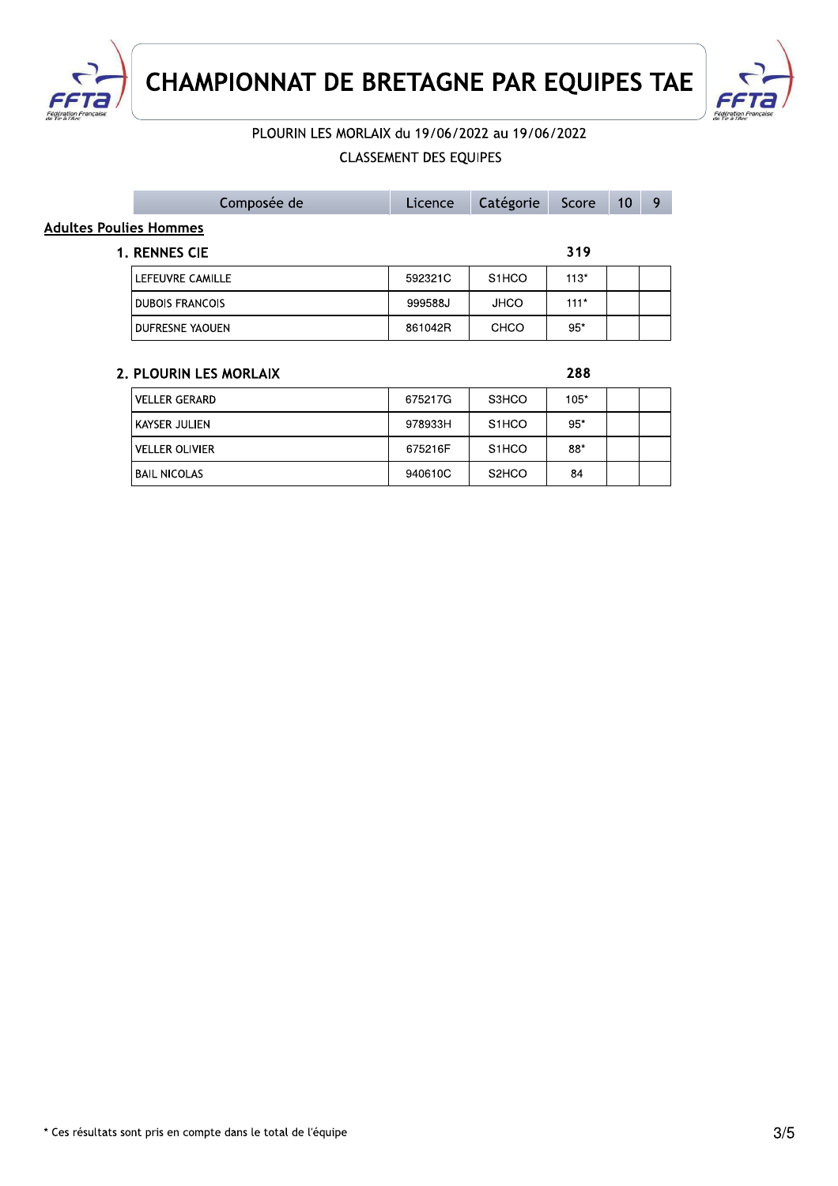# CHAMPIONNAT DE BRETAGNE PAR EQUIPES TAE

PLOURIN LES MORLAIX du 19/06/2022 au 19/06/2022

CLASSEMENT DES EQUIPES

| Composée de | Licence | Catégorie | Score | 10 | 9 |
|---|---|---|---|---|---|
| **Adultes Poulies Hommes** | | | | | |
| **1. RENNES CIE** | | | **319** | | |
| LEFEUVRE CAMILLE | 592321C | S1HCO | 113* | | |
| DUBOIS FRANCOIS | 999588J | JHCO | 111* | | |
| DUFRESNE YAOUEN | 861042R | CHCO | 95* | | |
| **2. PLOURIN LES MORLAIX** | | | **288** | | |
| VELLER GERARD | 675217G | S3HCO | 105* | | |
| KAYSER JULIEN | 978933H | S1HCO | 95* | | |
| VELLER OLIVIER | 675216F | S1HCO | 88* | | |
| BAIL NICOLAS | 940610C | S2HCO | 84 | | |

* Ces résultats sont pris en compte dans le total de l'équipe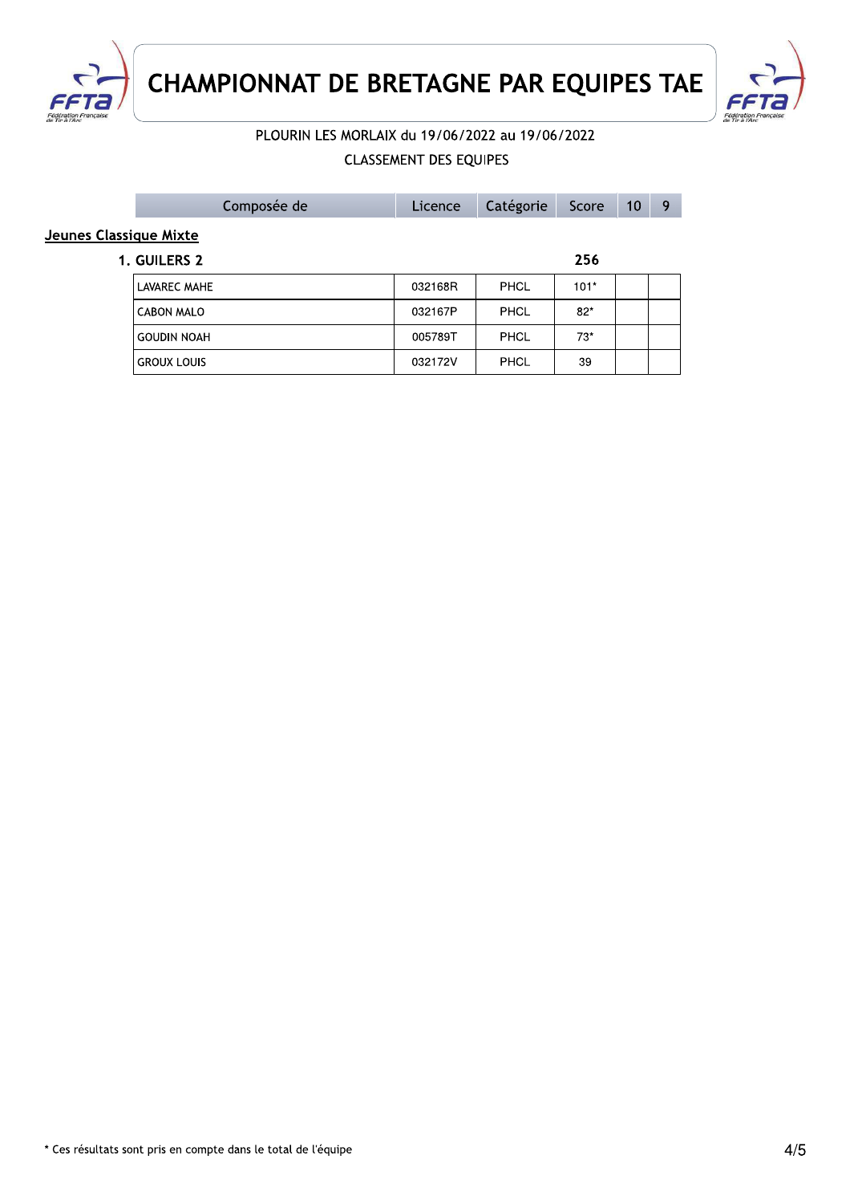# CHAMPIONNAT DE BRETAGNE PAR EQUIPES TAE

PLOURIN LES MORLAIX du 19/06/2022 au 19/06/2022

CLASSEMENT DES EQUIPES

**Jeunes Classique Mixte**

| Composée de | Licence | Catégorie | Score | 10 | 9 |
|---|---|---|---|---|---|
| **1. GUILERS 2** | | | **256** | | |
| LAVAREC MAHE | 032168R | PHCL | 101* | | |
| CABON MALO | 032167P | PHCL | 82* | | |
| GOUDIN NOAH | 005789T | PHCL | 73* | | |
| GROUX LOUIS | 032172V | PHCL | 39 | | |

* Ces résultats sont pris en compte dans le total de l'équipe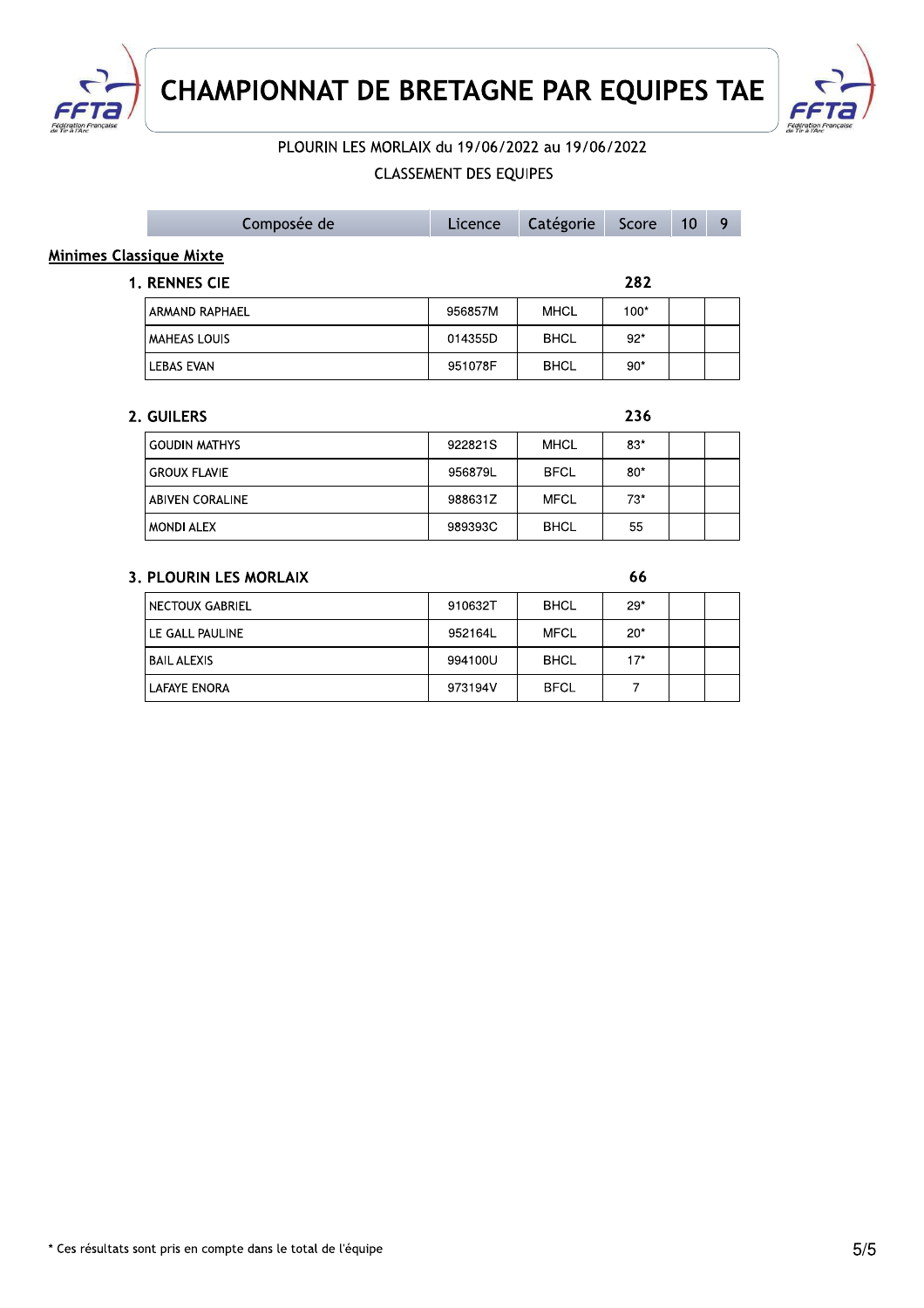# CHAMPIONNAT DE BRETAGNE PAR EQUIPES TAE

PLOURIN LES MORLAIX du 19/06/2022 au 19/06/2022

CLASSEMENT DES EQUIPES

| Composée de | Licence | Catégorie | Score | 10 | 9 |
|---|---|---|---|---|---|

**Minimes Classique Mixte**

### 1. RENNES CIE — 282

| Composée de | Licence | Catégorie | Score | 10 | 9 |
|---|---|---|---|---|---|
| ARMAND RAPHAEL | 956857M | MHCL | 100* | | |
| MAHEAS LOUIS | 014355D | BHCL | 92* | | |
| LEBAS EVAN | 951078F | BHCL | 90* | | |

### 2. GUILERS — 236

| Composée de | Licence | Catégorie | Score | 10 | 9 |
|---|---|---|---|---|---|
| GOUDIN MATHYS | 922821S | MHCL | 83* | | |
| GROUX FLAVIE | 956879L | BFCL | 80* | | |
| ABIVEN CORALINE | 988631Z | MFCL | 73* | | |
| MONDI ALEX | 989393C | BHCL | 55 | | |

### 3. PLOURIN LES MORLAIX — 66

| Composée de | Licence | Catégorie | Score | 10 | 9 |
|---|---|---|---|---|---|
| NECTOUX GABRIEL | 910632T | BHCL | 29* | | |
| LE GALL PAULINE | 952164L | MFCL | 20* | | |
| BAIL ALEXIS | 994100U | BHCL | 17* | | |
| LAFAYE ENORA | 973194V | BFCL | 7 | | |

* Ces résultats sont pris en compte dans le total de l'équipe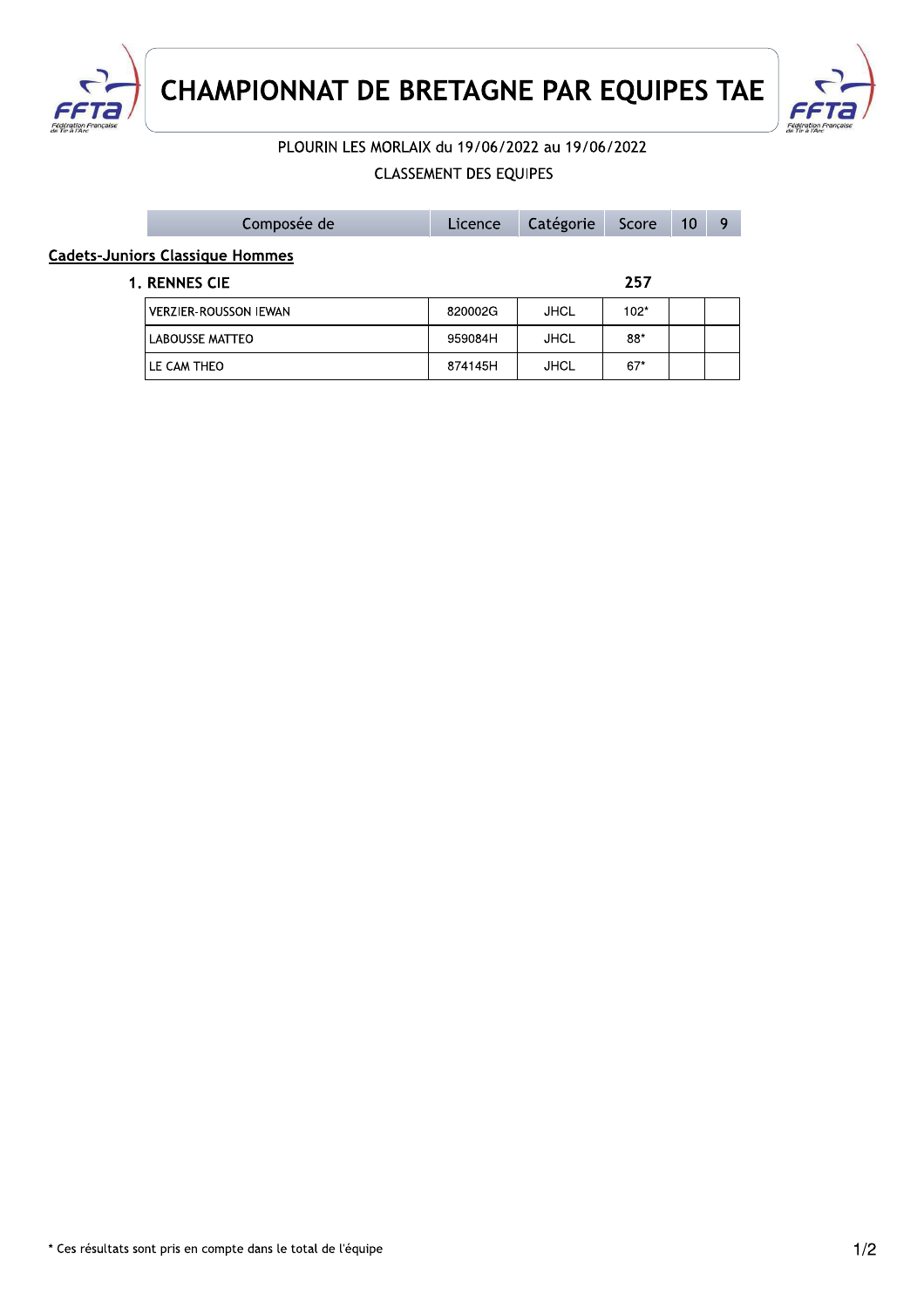# CHAMPIONNAT DE BRETAGNE PAR EQUIPES TAE

PLOURIN LES MORLAIX du 19/06/2022 au 19/06/2022

CLASSEMENT DES EQUIPES

| Composée de | Licence | Catégorie | Score | 10 | 9 |
|---|---|---|---|---|---|
| **Cadets-Juniors Classique Hommes** | | | | | |
| **1. RENNES CIE** | | | **257** | | |
| VERZIER-ROUSSON IEWAN | 820002G | JHCL | 102* | | |
| LABOUSSE MATTEO | 959084H | JHCL | 88* | | |
| LE CAM THEO | 874145H | JHCL | 67* | | |

* Ces résultats sont pris en compte dans le total de l'équipe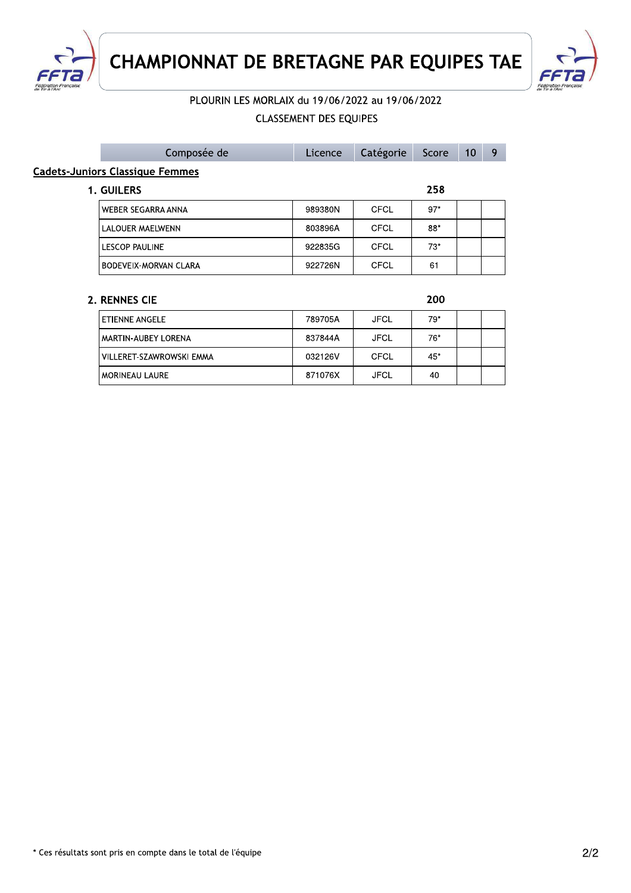# CHAMPIONNAT DE BRETAGNE PAR EQUIPES TAE

PLOURIN LES MORLAIX du 19/06/2022 au 19/06/2022

CLASSEMENT DES EQUIPES

## Cadets-Juniors Classique Femmes

### 1. GUILERS — 258

| Composée de | Licence | Catégorie | Score | 10 | 9 |
|---|---|---|---|---|---|
| WEBER SEGARRA ANNA | 989380N | CFCL | 97* | | |
| LALOUER MAELWENN | 803896A | CFCL | 88* | | |
| LESCOP PAULINE | 922835G | CFCL | 73* | | |
| BODEVEIX-MORVAN CLARA | 922726N | CFCL | 61 | | |

### 2. RENNES CIE — 200

| Composée de | Licence | Catégorie | Score | 10 | 9 |
|---|---|---|---|---|---|
| ETIENNE ANGELE | 789705A | JFCL | 79* | | |
| MARTIN-AUBEY LORENA | 837844A | JFCL | 76* | | |
| VILLERET-SZAWROWSKI EMMA | 032126V | CFCL | 45* | | |
| MORINEAU LAURE | 871076X | JFCL | 40 | | |

* Ces résultats sont pris en compte dans le total de l'équipe